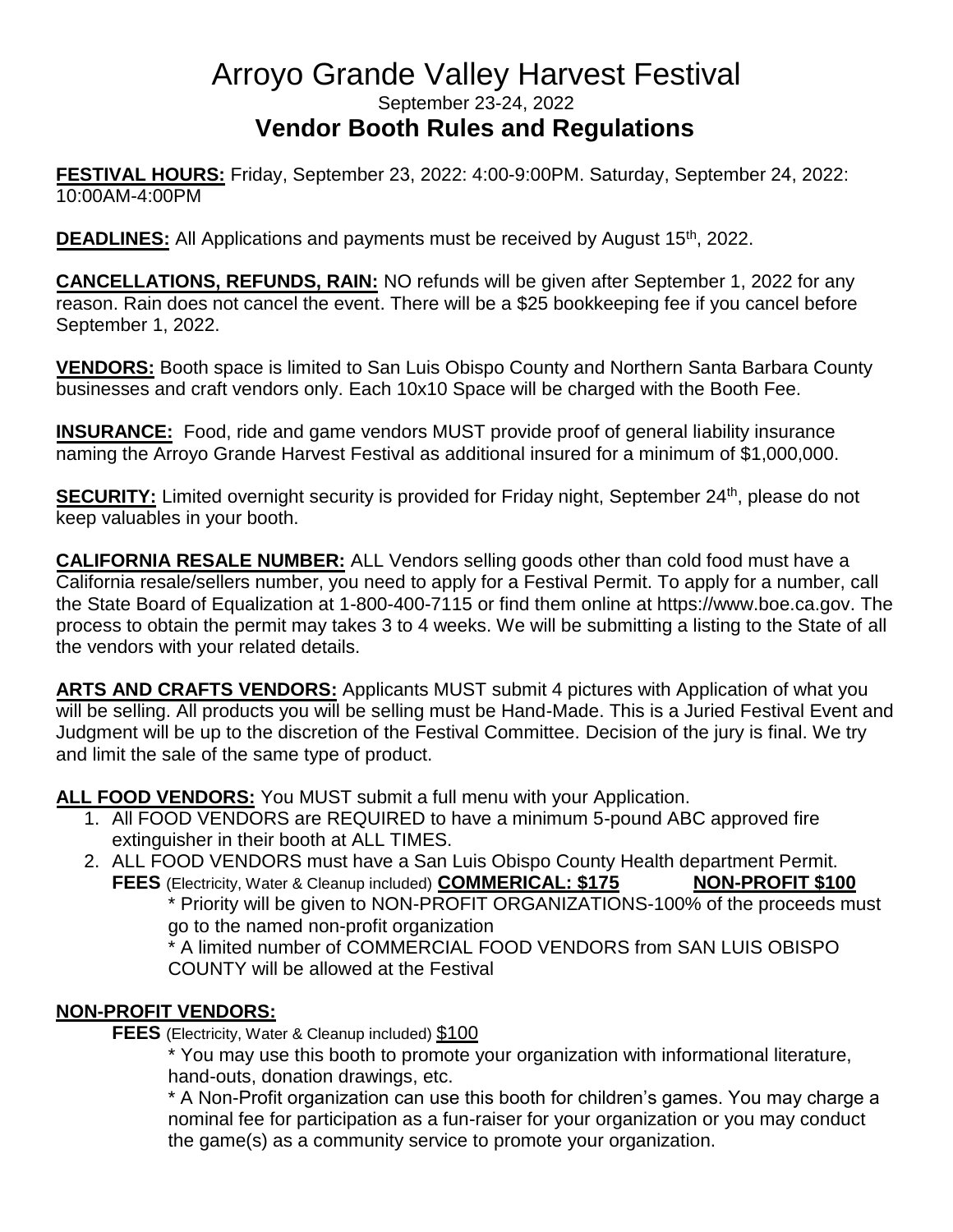# Arroyo Grande Valley Harvest Festival

September 23-24, 2022

## Vendor Booth Rules and Regulations

**FESTIVAL HOURS:** Friday, September 23, 2022: 4:00-9:00PM. Saturday, September 24, 2022: 10:00AM-4:00PM

**DEADLINES:** All Applications and payments must be received by August 15th, 2022.

**CANCELLATIONS, REFUNDS, RAIN:** NO refunds will be given after September 1, 2022 for any reason. Rain does not cancel the event. There will be a $25 bookkeeping fee if you cancel before September 1, 2022.

**VENDORS:** Booth space is limited to San Luis Obispo County and Northern Santa Barbara County businesses and craft vendors only. Each 10x10 Space will be charged with the Booth Fee.

**INSURANCE:** Food, ride and game vendors MUST provide proof of general liability insurance naming the Arroyo Grande Harvest Festival as additional insured for a minimum of $1,000,000.

**SECURITY:** Limited overnight security is provided for Friday night, September 24th, please do not keep valuables in your booth.

**CALIFORNIA RESALE NUMBER:** ALL Vendors selling goods other than cold food must have a California resale/sellers number, you need to apply for a Festival Permit. To apply for a number, call the State Board of Equalization at 1-800-400-7115 or find them online at https://www.boe.ca.gov. The process to obtain the permit may takes 3 to 4 weeks. We will be submitting a listing to the State of all the vendors with your related details.

**ARTS AND CRAFTS VENDORS:** Applicants MUST submit 4 pictures with Application of what you will be selling. All products you will be selling must be Hand-Made. This is a Juried Festival Event and Judgment will be up to the discretion of the Festival Committee. Decision of the jury is final. We try and limit the sale of the same type of product.

**ALL FOOD VENDORS:** You MUST submit a full menu with your Application.

1. All FOOD VENDORS are REQUIRED to have a minimum 5-pound ABC approved fire extinguisher in their booth at ALL TIMES.
2. ALL FOOD VENDORS must have a San Luis Obispo County Health department Permit.

   **FEES** (Electricity, Water & Cleanup included) **COMMERICAL: $175** **NON-PROFIT $100**

   * Priority will be given to NON-PROFIT ORGANIZATIONS-100% of the proceeds must go to the named non-profit organization
   * A limited number of COMMERCIAL FOOD VENDORS from SAN LUIS OBISPO COUNTY will be allowed at the Festival

**NON-PROFIT VENDORS:**

**FEES** (Electricity, Water & Cleanup included) $100

* You may use this booth to promote your organization with informational literature, hand-outs, donation drawings, etc.
* A Non-Profit organization can use this booth for children's games. You may charge a nominal fee for participation as a fun-raiser for your organization or you may conduct the game(s) as a community service to promote your organization.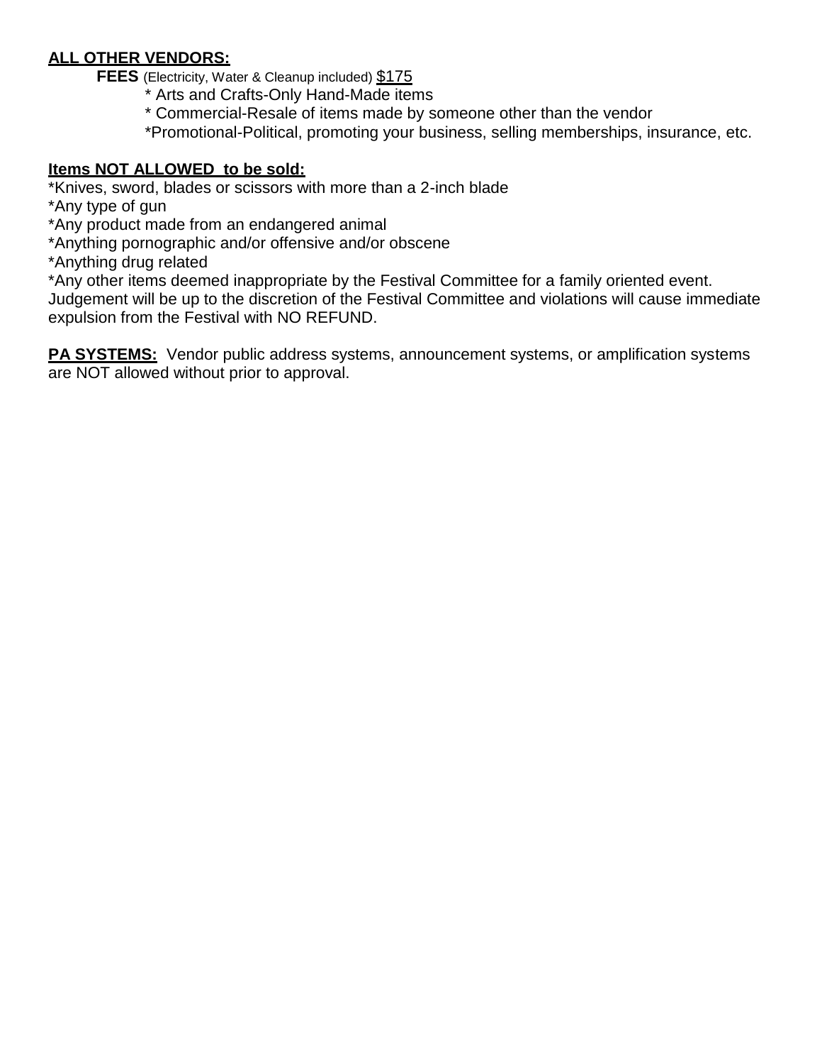**ALL OTHER VENDORS:**

**FEES** (Electricity, Water & Cleanup included) $175

* Arts and Crafts-Only Hand-Made items
* Commercial-Resale of items made by someone other than the vendor
* Promotional-Political, promoting your business, selling memberships, insurance, etc.

**Items NOT ALLOWED to be sold:**

*Knives, sword, blades or scissors with more than a 2-inch blade
*Any type of gun
*Any product made from an endangered animal
*Anything pornographic and/or offensive and/or obscene
*Anything drug related
*Any other items deemed inappropriate by the Festival Committee for a family oriented event.
Judgement will be up to the discretion of the Festival Committee and violations will cause immediate expulsion from the Festival with NO REFUND.

**PA SYSTEMS:** Vendor public address systems, announcement systems, or amplification systems are NOT allowed without prior to approval.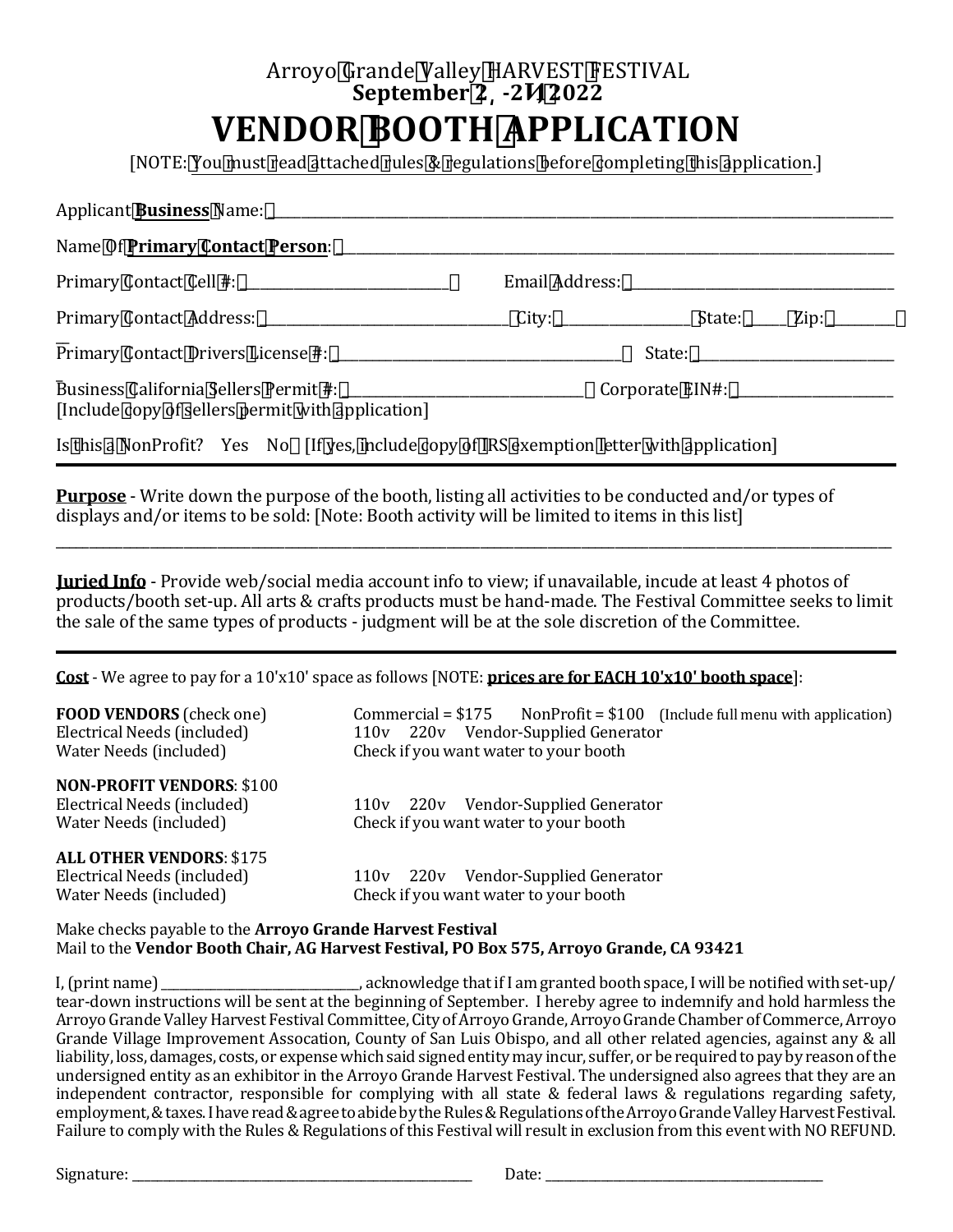# Arroyo Grande Valley HARVEST FESTIVAL

**September 2 -2 2022**

# VENDOR BOOTH APPLICATION

[NOTE: You must read attached rules & regulations before completing this application.]

Applicant **Business** Name: ______________________________________________

Name Of **Primary Contact Person**: ______________________________________________

Primary Contact Cell #: ____________________ Email Address: ____________________

Primary Contact Address: ____________________ City: __________ State: _____ Zip: _______

Primary Contact Drivers License #: ____________________ State: ____________________

Business California Sellers Permit #: ____________________ Corporate EIN#: ____________________
[Include copy of sellers permit with application]

Is this a NonProfit? Yes No [If yes, include copy of IRS exemption letter with application]

---

**Purpose** - Write down the purpose of the booth, listing all activities to be conducted and/or types of displays and/or items to be sold: [Note: Booth activity will be limited to items in this list]

______________________________________________________________________________

**Juried Info** - Provide web/social media account info to view; if unavailable, incude at least 4 photos of products/booth set-up. All arts & crafts products must be hand-made. The Festival Committee seeks to limit the sale of the same types of products - judgment will be at the sole discretion of the Committee.

---

**Cost** - We agree to pay for a 10'x10' space as follows [NOTE: **prices are for EACH 10'x10' booth space**]:

**FOOD VENDORS** (check one) — Commercial = $175 NonProfit = $100 (Include full menu with application)
Electrical Needs (included) — 110v 220v Vendor-Supplied Generator
Water Needs (included) — Check if you want water to your booth

**NON-PROFIT VENDORS**: $100
Electrical Needs (included) — 110v 220v Vendor-Supplied Generator
Water Needs (included) — Check if you want water to your booth

**ALL OTHER VENDORS**: $175
Electrical Needs (included) — 110v 220v Vendor-Supplied Generator
Water Needs (included) — Check if you want water to your booth

Make checks payable to the **Arroyo Grande Harvest Festival**
Mail to the **Vendor Booth Chair, AG Harvest Festival, PO Box 575, Arroyo Grande, CA 93421**

I, (print name) ____________________, acknowledge that if I am granted booth space, I will be notified with set-up/ tear-down instructions will be sent at the beginning of September. I hereby agree to indemnify and hold harmless the Arroyo Grande Valley Harvest Festival Committee, City of Arroyo Grande, Arroyo Grande Chamber of Commerce, Arroyo Grande Village Improvement Assocation, County of San Luis Obispo, and all other related agencies, against any & all liability, loss, damages, costs, or expense which said signed entity may incur, suffer, or be required to pay by reason of the undersigned entity as an exhibitor in the Arroyo Grande Harvest Festival. The undersigned also agrees that they are an independent contractor, responsible for complying with all state & federal laws & regulations regarding safety, employment, & taxes. I have read & agree to abide by the Rules & Regulations of the Arroyo Grande Valley Harvest Festival. Failure to comply with the Rules & Regulations of this Festival will result in exclusion from this event with NO REFUND.

Signature: ______________________________ Date: ____________________